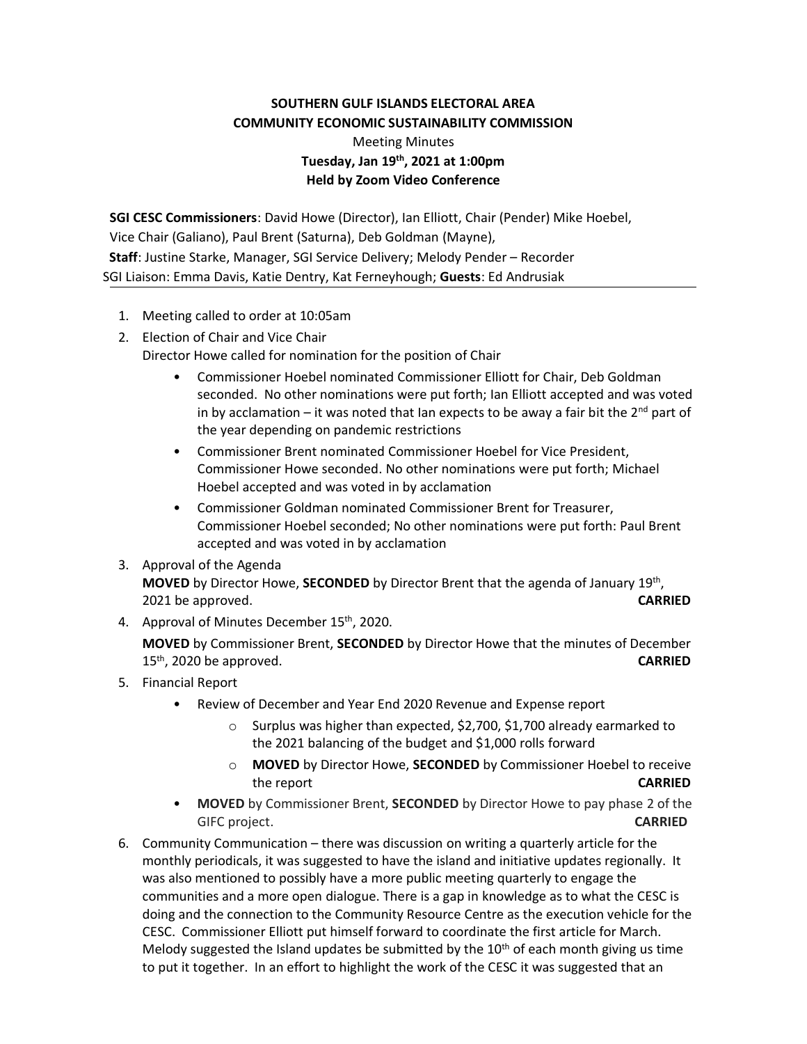**SOUTHERN GULF ISLANDS ELECTORAL AREA**
**COMMUNITY ECONOMIC SUSTAINABILITY COMMISSION**
Meeting Minutes
**Tuesday, Jan 19th, 2021 at 1:00pm**
**Held by Zoom Video Conference**

**SGI CESC Commissioners**: David Howe (Director), Ian Elliott, Chair (Pender) Mike Hoebel, Vice Chair (Galiano), Paul Brent (Saturna), Deb Goldman (Mayne),
**Staff**: Justine Starke, Manager, SGI Service Delivery; Melody Pender – Recorder
SGI Liaison: Emma Davis, Katie Dentry, Kat Ferneyhough; **Guests**: Ed Andrusiak

1. Meeting called to order at 10:05am
2. Election of Chair and Vice Chair
   Director Howe called for nomination for the position of Chair
   - Commissioner Hoebel nominated Commissioner Elliott for Chair, Deb Goldman seconded. No other nominations were put forth; Ian Elliott accepted and was voted in by acclamation – it was noted that Ian expects to be away a fair bit the 2nd part of the year depending on pandemic restrictions
   - Commissioner Brent nominated Commissioner Hoebel for Vice President, Commissioner Howe seconded. No other nominations were put forth; Michael Hoebel accepted and was voted in by acclamation
   - Commissioner Goldman nominated Commissioner Brent for Treasurer, Commissioner Hoebel seconded; No other nominations were put forth: Paul Brent accepted and was voted in by acclamation
3. Approval of the Agenda
   **MOVED** by Director Howe, **SECONDED** by Director Brent that the agenda of January 19th, 2021 be approved. **CARRIED**
4. Approval of Minutes December 15th, 2020.
   **MOVED** by Commissioner Brent, **SECONDED** by Director Howe that the minutes of December 15th, 2020 be approved. **CARRIED**
5. Financial Report
   - Review of December and Year End 2020 Revenue and Expense report
     - Surplus was higher than expected, \$2,700, \$1,700 already earmarked to the 2021 balancing of the budget and \$1,000 rolls forward
     - **MOVED** by Director Howe, **SECONDED** by Commissioner Hoebel to receive the report **CARRIED**
   - **MOVED** by Commissioner Brent, **SECONDED** by Director Howe to pay phase 2 of the GIFC project. **CARRIED**
6. Community Communication – there was discussion on writing a quarterly article for the monthly periodicals, it was suggested to have the island and initiative updates regionally. It was also mentioned to possibly have a more public meeting quarterly to engage the communities and a more open dialogue. There is a gap in knowledge as to what the CESC is doing and the connection to the Community Resource Centre as the execution vehicle for the CESC. Commissioner Elliott put himself forward to coordinate the first article for March. Melody suggested the Island updates be submitted by the 10th of each month giving us time to put it together. In an effort to highlight the work of the CESC it was suggested that an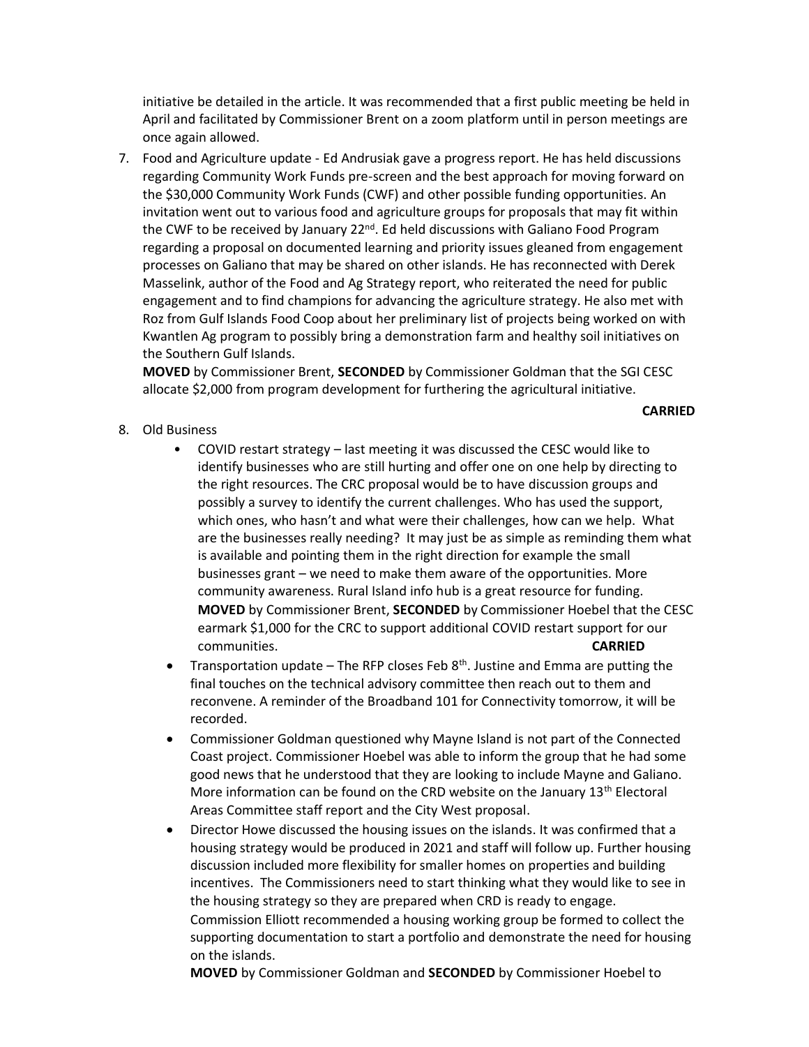initiative be detailed in the article. It was recommended that a first public meeting be held in April and facilitated by Commissioner Brent on a zoom platform until in person meetings are once again allowed.

7. Food and Agriculture update - Ed Andrusiak gave a progress report. He has held discussions regarding Community Work Funds pre-screen and the best approach for moving forward on the $30,000 Community Work Funds (CWF) and other possible funding opportunities. An invitation went out to various food and agriculture groups for proposals that may fit within the CWF to be received by January 22nd. Ed held discussions with Galiano Food Program regarding a proposal on documented learning and priority issues gleaned from engagement processes on Galiano that may be shared on other islands. He has reconnected with Derek Masselink, author of the Food and Ag Strategy report, who reiterated the need for public engagement and to find champions for advancing the agriculture strategy. He also met with Roz from Gulf Islands Food Coop about her preliminary list of projects being worked on with Kwantlen Ag program to possibly bring a demonstration farm and healthy soil initiatives on the Southern Gulf Islands.
   **MOVED** by Commissioner Brent, **SECONDED** by Commissioner Goldman that the SGI CESC allocate $2,000 from program development for furthering the agricultural initiative.
   **CARRIED**

8. Old Business
   - COVID restart strategy – last meeting it was discussed the CESC would like to identify businesses who are still hurting and offer one on one help by directing to the right resources. The CRC proposal would be to have discussion groups and possibly a survey to identify the current challenges. Who has used the support, which ones, who hasn't and what were their challenges, how can we help. What are the businesses really needing? It may just be as simple as reminding them what is available and pointing them in the right direction for example the small businesses grant – we need to make them aware of the opportunities. More community awareness. Rural Island info hub is a great resource for funding.
     **MOVED** by Commissioner Brent, **SECONDED** by Commissioner Hoebel that the CESC earmark $1,000 for the CRC to support additional COVID restart support for our communities. **CARRIED**
   - Transportation update – The RFP closes Feb 8th. Justine and Emma are putting the final touches on the technical advisory committee then reach out to them and reconvene. A reminder of the Broadband 101 for Connectivity tomorrow, it will be recorded.
   - Commissioner Goldman questioned why Mayne Island is not part of the Connected Coast project. Commissioner Hoebel was able to inform the group that he had some good news that he understood that they are looking to include Mayne and Galiano. More information can be found on the CRD website on the January 13th Electoral Areas Committee staff report and the City West proposal.
   - Director Howe discussed the housing issues on the islands. It was confirmed that a housing strategy would be produced in 2021 and staff will follow up. Further housing discussion included more flexibility for smaller homes on properties and building incentives. The Commissioners need to start thinking what they would like to see in the housing strategy so they are prepared when CRD is ready to engage.
     Commission Elliott recommended a housing working group be formed to collect the supporting documentation to start a portfolio and demonstrate the need for housing on the islands.
     **MOVED** by Commissioner Goldman and **SECONDED** by Commissioner Hoebel to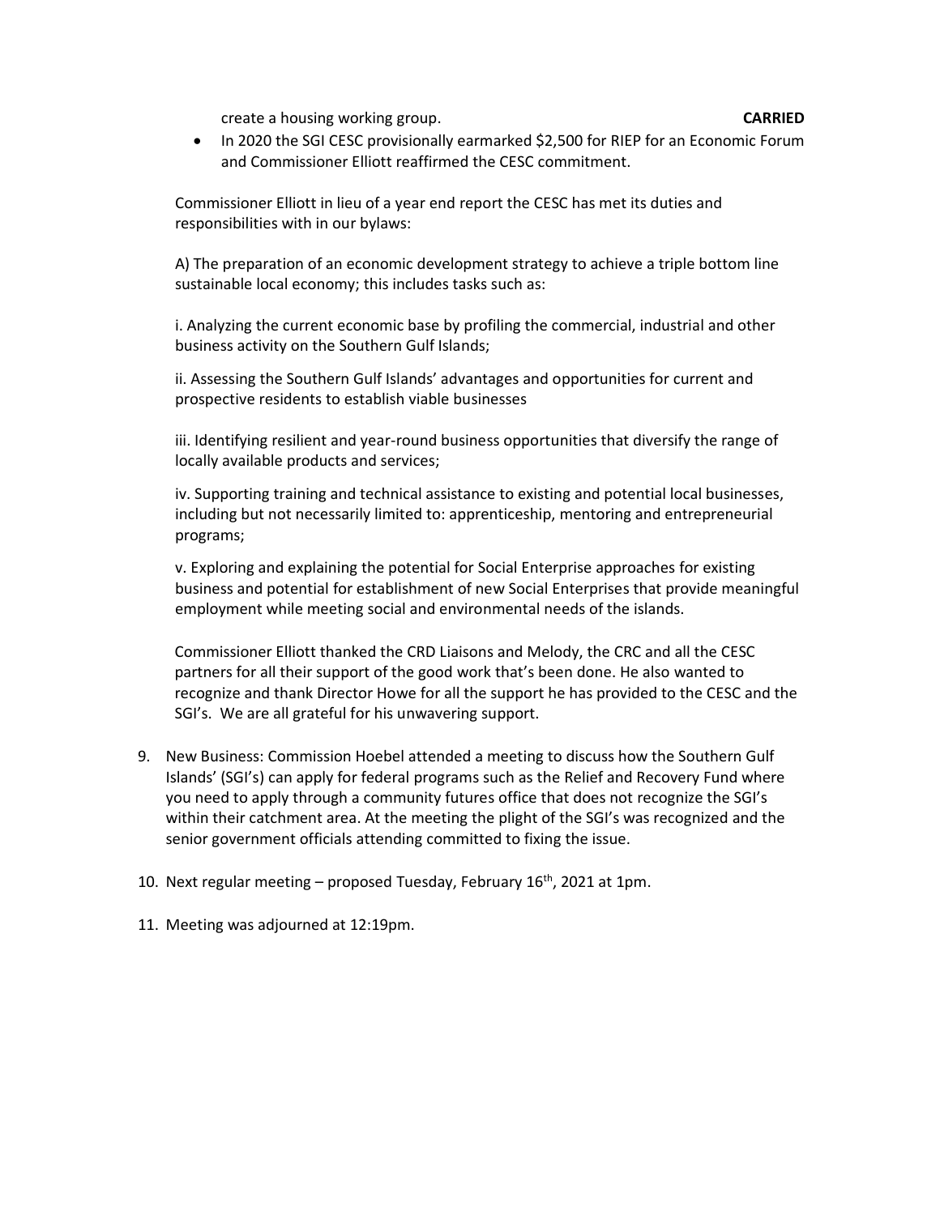create a housing working group. **CARRIED**

- In 2020 the SGI CESC provisionally earmarked $2,500 for RIEP for an Economic Forum and Commissioner Elliott reaffirmed the CESC commitment.

Commissioner Elliott in lieu of a year end report the CESC has met its duties and responsibilities with in our bylaws:

A) The preparation of an economic development strategy to achieve a triple bottom line sustainable local economy; this includes tasks such as:

i. Analyzing the current economic base by profiling the commercial, industrial and other business activity on the Southern Gulf Islands;

ii. Assessing the Southern Gulf Islands' advantages and opportunities for current and prospective residents to establish viable businesses

iii. Identifying resilient and year-round business opportunities that diversify the range of locally available products and services;

iv. Supporting training and technical assistance to existing and potential local businesses, including but not necessarily limited to: apprenticeship, mentoring and entrepreneurial programs;

v. Exploring and explaining the potential for Social Enterprise approaches for existing business and potential for establishment of new Social Enterprises that provide meaningful employment while meeting social and environmental needs of the islands.

Commissioner Elliott thanked the CRD Liaisons and Melody, the CRC and all the CESC partners for all their support of the good work that's been done. He also wanted to recognize and thank Director Howe for all the support he has provided to the CESC and the SGI's. We are all grateful for his unwavering support.

9. New Business: Commission Hoebel attended a meeting to discuss how the Southern Gulf Islands' (SGI's) can apply for federal programs such as the Relief and Recovery Fund where you need to apply through a community futures office that does not recognize the SGI's within their catchment area. At the meeting the plight of the SGI's was recognized and the senior government officials attending committed to fixing the issue.

10. Next regular meeting – proposed Tuesday, February 16th, 2021 at 1pm.

11. Meeting was adjourned at 12:19pm.